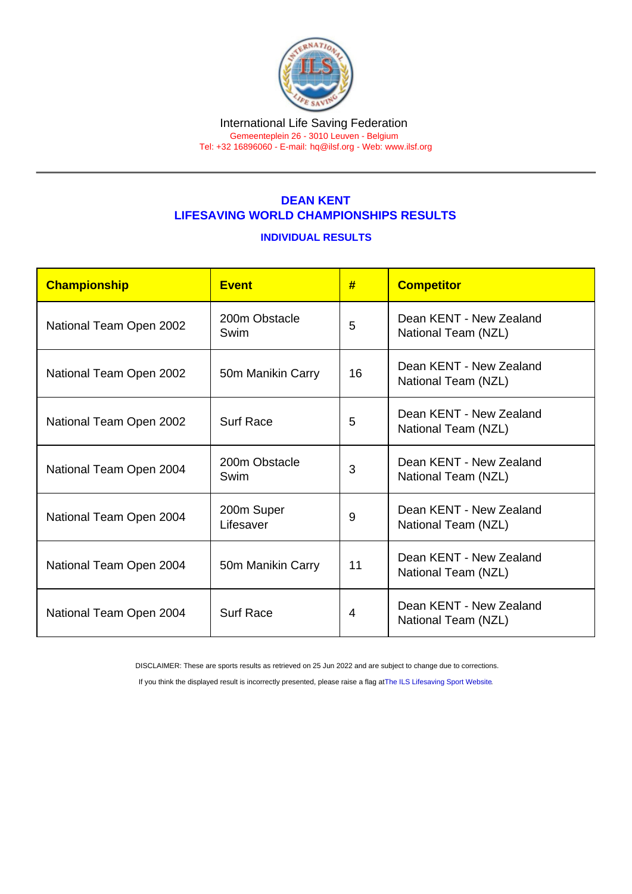International Life Saving Federation

Gemeenteplein 26 - 3010 Leuven - Belgium

Tel: +32 16896060 - E-mail: hq@ilsf.org - Web: www.ilsf.org

## DEAN KENT
## LIFESAVING WORLD CHAMPIONSHIPS RESULTS

### INDIVIDUAL RESULTS

| Championship | Event | # | Competitor |
|---|---|---|---|
| National Team Open 2002 | 200m Obstacle Swim | 5 | Dean KENT - New Zealand National Team (NZL) |
| National Team Open 2002 | 50m Manikin Carry | 16 | Dean KENT - New Zealand National Team (NZL) |
| National Team Open 2002 | Surf Race | 5 | Dean KENT - New Zealand National Team (NZL) |
| National Team Open 2004 | 200m Obstacle Swim | 3 | Dean KENT - New Zealand National Team (NZL) |
| National Team Open 2004 | 200m Super Lifesaver | 9 | Dean KENT - New Zealand National Team (NZL) |
| National Team Open 2004 | 50m Manikin Carry | 11 | Dean KENT - New Zealand National Team (NZL) |
| National Team Open 2004 | Surf Race | 4 | Dean KENT - New Zealand National Team (NZL) |

DISCLAIMER: These are sports results as retrieved on 25 Jun 2022 and are subject to change due to corrections.

If you think the displayed result is incorrectly presented, please raise a flag at The ILS Lifesaving Sport Website.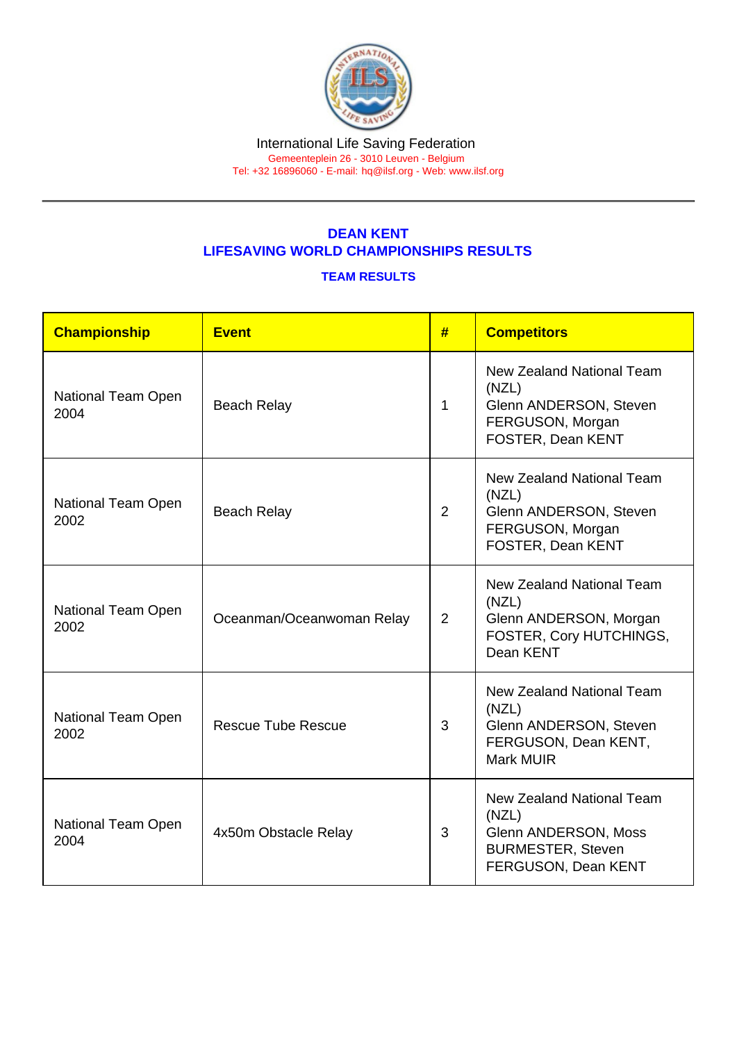International Life Saving Federation
Gemeenteplein 26 - 3010 Leuven - Belgium
Tel: +32 16896060 - E-mail: hq@ilsf.org - Web: www.ilsf.org

## DEAN KENT
## LIFESAVING WORLD CHAMPIONSHIPS RESULTS

### TEAM RESULTS

| Championship | Event | # | Competitors |
| --- | --- | --- | --- |
| National Team Open 2004 | Beach Relay | 1 | New Zealand National Team (NZL) Glenn ANDERSON, Steven FERGUSON, Morgan FOSTER, Dean KENT |
| National Team Open 2002 | Beach Relay | 2 | New Zealand National Team (NZL) Glenn ANDERSON, Steven FERGUSON, Morgan FOSTER, Dean KENT |
| National Team Open 2002 | Oceanman/Oceanwoman Relay | 2 | New Zealand National Team (NZL) Glenn ANDERSON, Morgan FOSTER, Cory HUTCHINGS, Dean KENT |
| National Team Open 2002 | Rescue Tube Rescue | 3 | New Zealand National Team (NZL) Glenn ANDERSON, Steven FERGUSON, Dean KENT, Mark MUIR |
| National Team Open 2004 | 4x50m Obstacle Relay | 3 | New Zealand National Team (NZL) Glenn ANDERSON, Moss BURMESTER, Steven FERGUSON, Dean KENT |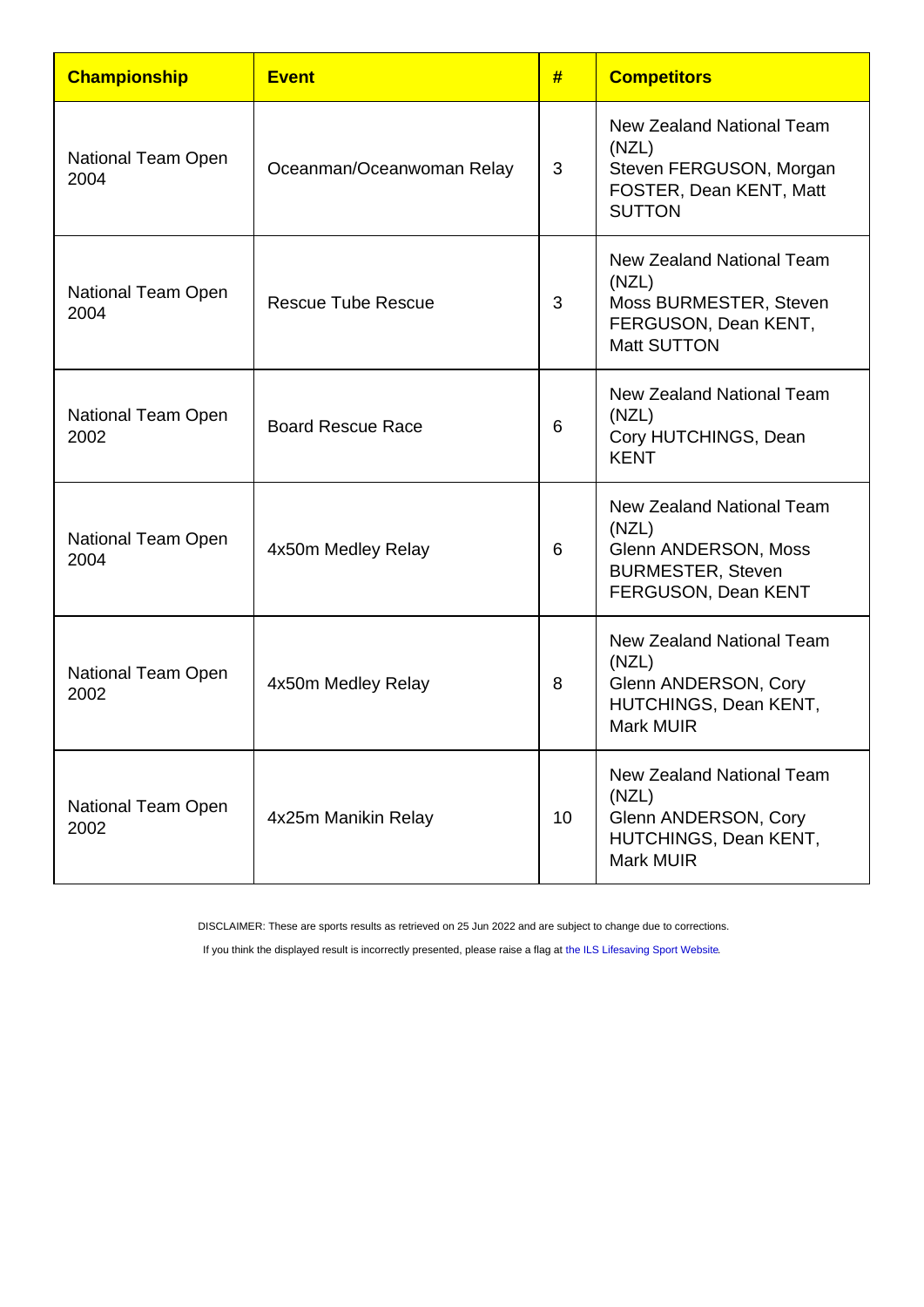| Championship | Event | # | Competitors |
|---|---|---|---|
| National Team Open 2004 | Oceanman/Oceanwoman Relay | 3 | New Zealand National Team (NZL) Steven FERGUSON, Morgan FOSTER, Dean KENT, Matt SUTTON |
| National Team Open 2004 | Rescue Tube Rescue | 3 | New Zealand National Team (NZL) Moss BURMESTER, Steven FERGUSON, Dean KENT, Matt SUTTON |
| National Team Open 2002 | Board Rescue Race | 6 | New Zealand National Team (NZL) Cory HUTCHINGS, Dean KENT |
| National Team Open 2004 | 4x50m Medley Relay | 6 | New Zealand National Team (NZL) Glenn ANDERSON, Moss BURMESTER, Steven FERGUSON, Dean KENT |
| National Team Open 2002 | 4x50m Medley Relay | 8 | New Zealand National Team (NZL) Glenn ANDERSON, Cory HUTCHINGS, Dean KENT, Mark MUIR |
| National Team Open 2002 | 4x25m Manikin Relay | 10 | New Zealand National Team (NZL) Glenn ANDERSON, Cory HUTCHINGS, Dean KENT, Mark MUIR |

DISCLAIMER: These are sports results as retrieved on 25 Jun 2022 and are subject to change due to corrections.

If you think the displayed result is incorrectly presented, please raise a flag at the ILS Lifesaving Sport Website.